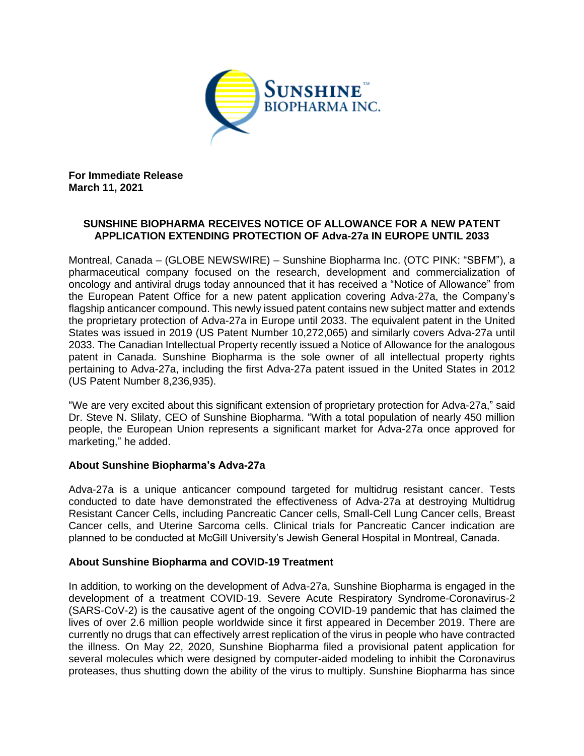**For Immediate Release**
**March 11, 2021**

## SUNSHINE BIOPHARMA RECEIVES NOTICE OF ALLOWANCE FOR A NEW PATENT APPLICATION EXTENDING PROTECTION OF Adva-27a IN EUROPE UNTIL 2033

Montreal, Canada – (GLOBE NEWSWIRE) – Sunshine Biopharma Inc. (OTC PINK: "SBFM"), a pharmaceutical company focused on the research, development and commercialization of oncology and antiviral drugs today announced that it has received a "Notice of Allowance" from the European Patent Office for a new patent application covering Adva-27a, the Company's flagship anticancer compound. This newly issued patent contains new subject matter and extends the proprietary protection of Adva-27a in Europe until 2033. The equivalent patent in the United States was issued in 2019 (US Patent Number 10,272,065) and similarly covers Adva-27a until 2033. The Canadian Intellectual Property recently issued a Notice of Allowance for the analogous patent in Canada. Sunshine Biopharma is the sole owner of all intellectual property rights pertaining to Adva-27a, including the first Adva-27a patent issued in the United States in 2012 (US Patent Number 8,236,935).

"We are very excited about this significant extension of proprietary protection for Adva-27a," said Dr. Steve N. Slilaty, CEO of Sunshine Biopharma. "With a total population of nearly 450 million people, the European Union represents a significant market for Adva-27a once approved for marketing," he added.

### About Sunshine Biopharma's Adva-27a

Adva-27a is a unique anticancer compound targeted for multidrug resistant cancer. Tests conducted to date have demonstrated the effectiveness of Adva-27a at destroying Multidrug Resistant Cancer Cells, including Pancreatic Cancer cells, Small-Cell Lung Cancer cells, Breast Cancer cells, and Uterine Sarcoma cells. Clinical trials for Pancreatic Cancer indication are planned to be conducted at McGill University's Jewish General Hospital in Montreal, Canada.

### About Sunshine Biopharma and COVID-19 Treatment

In addition, to working on the development of Adva-27a, Sunshine Biopharma is engaged in the development of a treatment COVID-19. Severe Acute Respiratory Syndrome-Coronavirus-2 (SARS-CoV-2) is the causative agent of the ongoing COVID-19 pandemic that has claimed the lives of over 2.6 million people worldwide since it first appeared in December 2019. There are currently no drugs that can effectively arrest replication of the virus in people who have contracted the illness. On May 22, 2020, Sunshine Biopharma filed a provisional patent application for several molecules which were designed by computer-aided modeling to inhibit the Coronavirus proteases, thus shutting down the ability of the virus to multiply. Sunshine Biopharma has since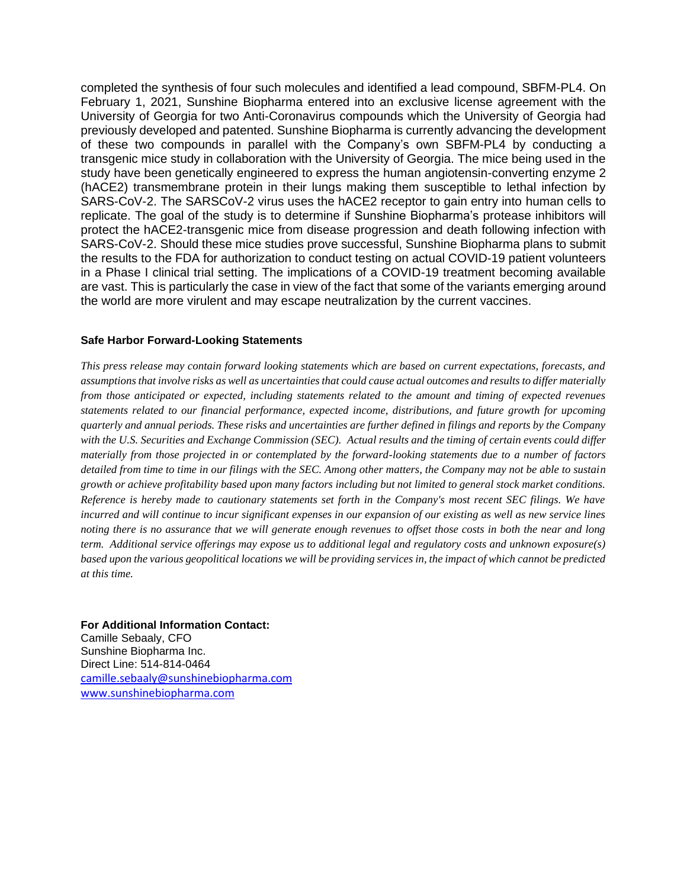completed the synthesis of four such molecules and identified a lead compound, SBFM-PL4. On February 1, 2021, Sunshine Biopharma entered into an exclusive license agreement with the University of Georgia for two Anti-Coronavirus compounds which the University of Georgia had previously developed and patented. Sunshine Biopharma is currently advancing the development of these two compounds in parallel with the Company's own SBFM-PL4 by conducting a transgenic mice study in collaboration with the University of Georgia. The mice being used in the study have been genetically engineered to express the human angiotensin-converting enzyme 2 (hACE2) transmembrane protein in their lungs making them susceptible to lethal infection by SARS-CoV-2. The SARSCoV-2 virus uses the hACE2 receptor to gain entry into human cells to replicate. The goal of the study is to determine if Sunshine Biopharma's protease inhibitors will protect the hACE2-transgenic mice from disease progression and death following infection with SARS-CoV-2. Should these mice studies prove successful, Sunshine Biopharma plans to submit the results to the FDA for authorization to conduct testing on actual COVID-19 patient volunteers in a Phase I clinical trial setting. The implications of a COVID-19 treatment becoming available are vast. This is particularly the case in view of the fact that some of the variants emerging around the world are more virulent and may escape neutralization by the current vaccines.

**Safe Harbor Forward-Looking Statements**

*This press release may contain forward looking statements which are based on current expectations, forecasts, and assumptions that involve risks as well as uncertainties that could cause actual outcomes and results to differ materially from those anticipated or expected, including statements related to the amount and timing of expected revenues statements related to our financial performance, expected income, distributions, and future growth for upcoming quarterly and annual periods. These risks and uncertainties are further defined in filings and reports by the Company with the U.S. Securities and Exchange Commission (SEC). Actual results and the timing of certain events could differ materially from those projected in or contemplated by the forward-looking statements due to a number of factors detailed from time to time in our filings with the SEC. Among other matters, the Company may not be able to sustain growth or achieve profitability based upon many factors including but not limited to general stock market conditions. Reference is hereby made to cautionary statements set forth in the Company's most recent SEC filings. We have incurred and will continue to incur significant expenses in our expansion of our existing as well as new service lines noting there is no assurance that we will generate enough revenues to offset those costs in both the near and long term. Additional service offerings may expose us to additional legal and regulatory costs and unknown exposure(s) based upon the various geopolitical locations we will be providing services in, the impact of which cannot be predicted at this time.*

**For Additional Information Contact:**
Camille Sebaaly, CFO
Sunshine Biopharma Inc.
Direct Line: 514-814-0464
camille.sebaaly@sunshinebiopharma.com
www.sunshinebiopharma.com